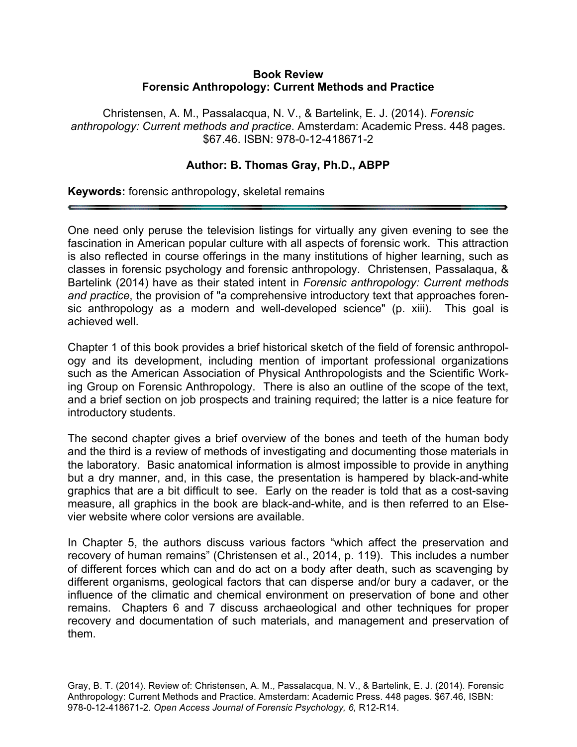**Book Review**
**Forensic Anthropology: Current Methods and Practice**

Christensen, A. M., Passalacqua, N. V., & Bartelink, E. J. (2014). *Forensic anthropology: Current methods and practice*. Amsterdam: Academic Press. 448 pages. $67.46. ISBN: 978-0-12-418671-2

**Author: B. Thomas Gray, Ph.D., ABPP**

**Keywords:** forensic anthropology, skeletal remains

---

One need only peruse the television listings for virtually any given evening to see the fascination in American popular culture with all aspects of forensic work. This attraction is also reflected in course offerings in the many institutions of higher learning, such as classes in forensic psychology and forensic anthropology. Christensen, Passalaqua, & Bartelink (2014) have as their stated intent in *Forensic anthropology: Current methods and practice*, the provision of "a comprehensive introductory text that approaches forensic anthropology as a modern and well-developed science" (p. xiii). This goal is achieved well.

Chapter 1 of this book provides a brief historical sketch of the field of forensic anthropology and its development, including mention of important professional organizations such as the American Association of Physical Anthropologists and the Scientific Working Group on Forensic Anthropology. There is also an outline of the scope of the text, and a brief section on job prospects and training required; the latter is a nice feature for introductory students.

The second chapter gives a brief overview of the bones and teeth of the human body and the third is a review of methods of investigating and documenting those materials in the laboratory. Basic anatomical information is almost impossible to provide in anything but a dry manner, and, in this case, the presentation is hampered by black-and-white graphics that are a bit difficult to see. Early on the reader is told that as a cost-saving measure, all graphics in the book are black-and-white, and is then referred to an Elsevier website where color versions are available.

In Chapter 5, the authors discuss various factors "which affect the preservation and recovery of human remains" (Christensen et al., 2014, p. 119). This includes a number of different forces which can and do act on a body after death, such as scavenging by different organisms, geological factors that can disperse and/or bury a cadaver, or the influence of the climatic and chemical environment on preservation of bone and other remains. Chapters 6 and 7 discuss archaeological and other techniques for proper recovery and documentation of such materials, and management and preservation of them.

Gray, B. T. (2014). Review of: Christensen, A. M., Passalacqua, N. V., & Bartelink, E. J. (2014). Forensic Anthropology: Current Methods and Practice. Amsterdam: Academic Press. 448 pages. $67.46, ISBN: 978-0-12-418671-2. *Open Access Journal of Forensic Psychology, 6,* R12-R14.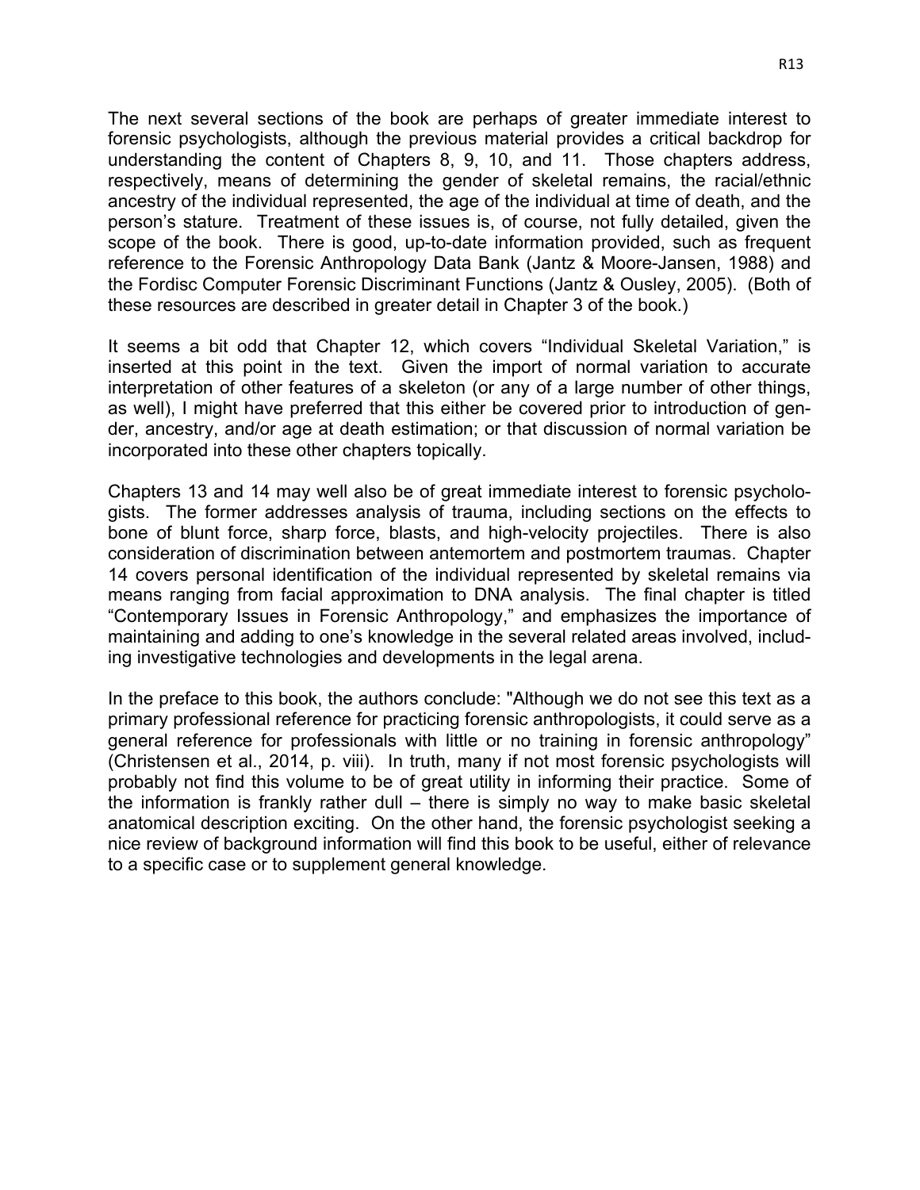The next several sections of the book are perhaps of greater immediate interest to forensic psychologists, although the previous material provides a critical backdrop for understanding the content of Chapters 8, 9, 10, and 11. Those chapters address, respectively, means of determining the gender of skeletal remains, the racial/ethnic ancestry of the individual represented, the age of the individual at time of death, and the person's stature. Treatment of these issues is, of course, not fully detailed, given the scope of the book. There is good, up-to-date information provided, such as frequent reference to the Forensic Anthropology Data Bank (Jantz & Moore-Jansen, 1988) and the Fordisc Computer Forensic Discriminant Functions (Jantz & Ousley, 2005). (Both of these resources are described in greater detail in Chapter 3 of the book.)

It seems a bit odd that Chapter 12, which covers "Individual Skeletal Variation," is inserted at this point in the text. Given the import of normal variation to accurate interpretation of other features of a skeleton (or any of a large number of other things, as well), I might have preferred that this either be covered prior to introduction of gender, ancestry, and/or age at death estimation; or that discussion of normal variation be incorporated into these other chapters topically.

Chapters 13 and 14 may well also be of great immediate interest to forensic psychologists. The former addresses analysis of trauma, including sections on the effects to bone of blunt force, sharp force, blasts, and high-velocity projectiles. There is also consideration of discrimination between antemortem and postmortem traumas. Chapter 14 covers personal identification of the individual represented by skeletal remains via means ranging from facial approximation to DNA analysis. The final chapter is titled "Contemporary Issues in Forensic Anthropology," and emphasizes the importance of maintaining and adding to one's knowledge in the several related areas involved, including investigative technologies and developments in the legal arena.

In the preface to this book, the authors conclude: "Although we do not see this text as a primary professional reference for practicing forensic anthropologists, it could serve as a general reference for professionals with little or no training in forensic anthropology" (Christensen et al., 2014, p. viii). In truth, many if not most forensic psychologists will probably not find this volume to be of great utility in informing their practice. Some of the information is frankly rather dull – there is simply no way to make basic skeletal anatomical description exciting. On the other hand, the forensic psychologist seeking a nice review of background information will find this book to be useful, either of relevance to a specific case or to supplement general knowledge.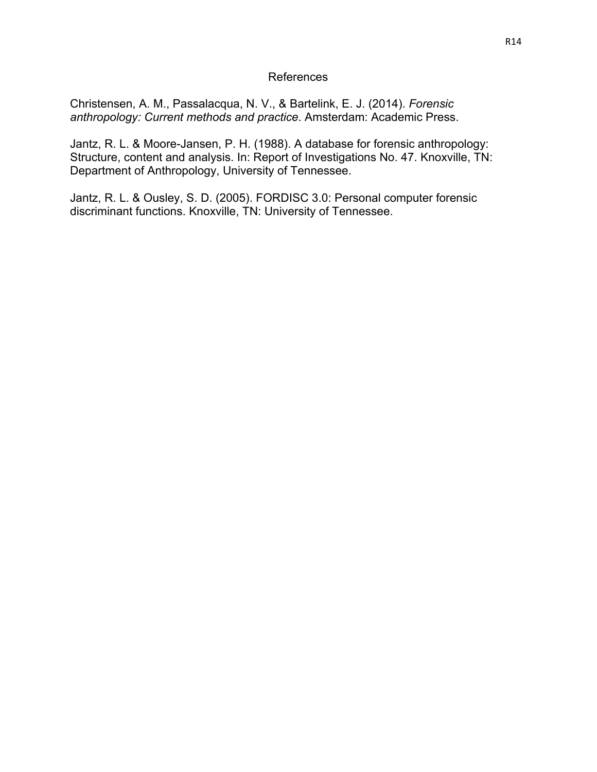# References

Christensen, A. M., Passalacqua, N. V., & Bartelink, E. J. (2014). *Forensic anthropology: Current methods and practice*. Amsterdam: Academic Press.

Jantz, R. L. & Moore-Jansen, P. H. (1988). A database for forensic anthropology: Structure, content and analysis. In: Report of Investigations No. 47. Knoxville, TN: Department of Anthropology, University of Tennessee.

Jantz, R. L. & Ousley, S. D. (2005). FORDISC 3.0: Personal computer forensic discriminant functions. Knoxville, TN: University of Tennessee.